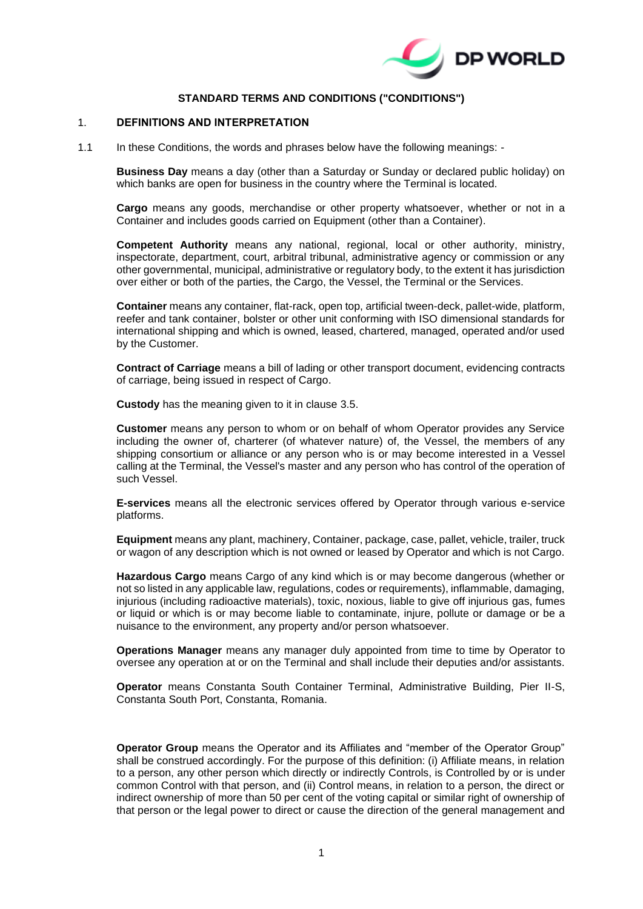## STANDARD TERMS AND CONDITIONS ("CONDITIONS")

### 1. DEFINITIONS AND INTERPRETATION

1.1 In these Conditions, the words and phrases below have the following meanings: -

**Business Day** means a day (other than a Saturday or Sunday or declared public holiday) on which banks are open for business in the country where the Terminal is located.

**Cargo** means any goods, merchandise or other property whatsoever, whether or not in a Container and includes goods carried on Equipment (other than a Container).

**Competent Authority** means any national, regional, local or other authority, ministry, inspectorate, department, court, arbitral tribunal, administrative agency or commission or any other governmental, municipal, administrative or regulatory body, to the extent it has jurisdiction over either or both of the parties, the Cargo, the Vessel, the Terminal or the Services.

**Container** means any container, flat-rack, open top, artificial tween-deck, pallet-wide, platform, reefer and tank container, bolster or other unit conforming with ISO dimensional standards for international shipping and which is owned, leased, chartered, managed, operated and/or used by the Customer.

**Contract of Carriage** means a bill of lading or other transport document, evidencing contracts of carriage, being issued in respect of Cargo.

**Custody** has the meaning given to it in clause 3.5.

**Customer** means any person to whom or on behalf of whom Operator provides any Service including the owner of, charterer (of whatever nature) of, the Vessel, the members of any shipping consortium or alliance or any person who is or may become interested in a Vessel calling at the Terminal, the Vessel's master and any person who has control of the operation of such Vessel.

**E-services** means all the electronic services offered by Operator through various e-service platforms.

**Equipment** means any plant, machinery, Container, package, case, pallet, vehicle, trailer, truck or wagon of any description which is not owned or leased by Operator and which is not Cargo.

**Hazardous Cargo** means Cargo of any kind which is or may become dangerous (whether or not so listed in any applicable law, regulations, codes or requirements), inflammable, damaging, injurious (including radioactive materials), toxic, noxious, liable to give off injurious gas, fumes or liquid or which is or may become liable to contaminate, injure, pollute or damage or be a nuisance to the environment, any property and/or person whatsoever.

**Operations Manager** means any manager duly appointed from time to time by Operator to oversee any operation at or on the Terminal and shall include their deputies and/or assistants.

**Operator** means Constanta South Container Terminal, Administrative Building, Pier II-S, Constanta South Port, Constanta, Romania.

**Operator Group** means the Operator and its Affiliates and "member of the Operator Group" shall be construed accordingly. For the purpose of this definition: (i) Affiliate means, in relation to a person, any other person which directly or indirectly Controls, is Controlled by or is under common Control with that person, and (ii) Control means, in relation to a person, the direct or indirect ownership of more than 50 per cent of the voting capital or similar right of ownership of that person or the legal power to direct or cause the direction of the general management and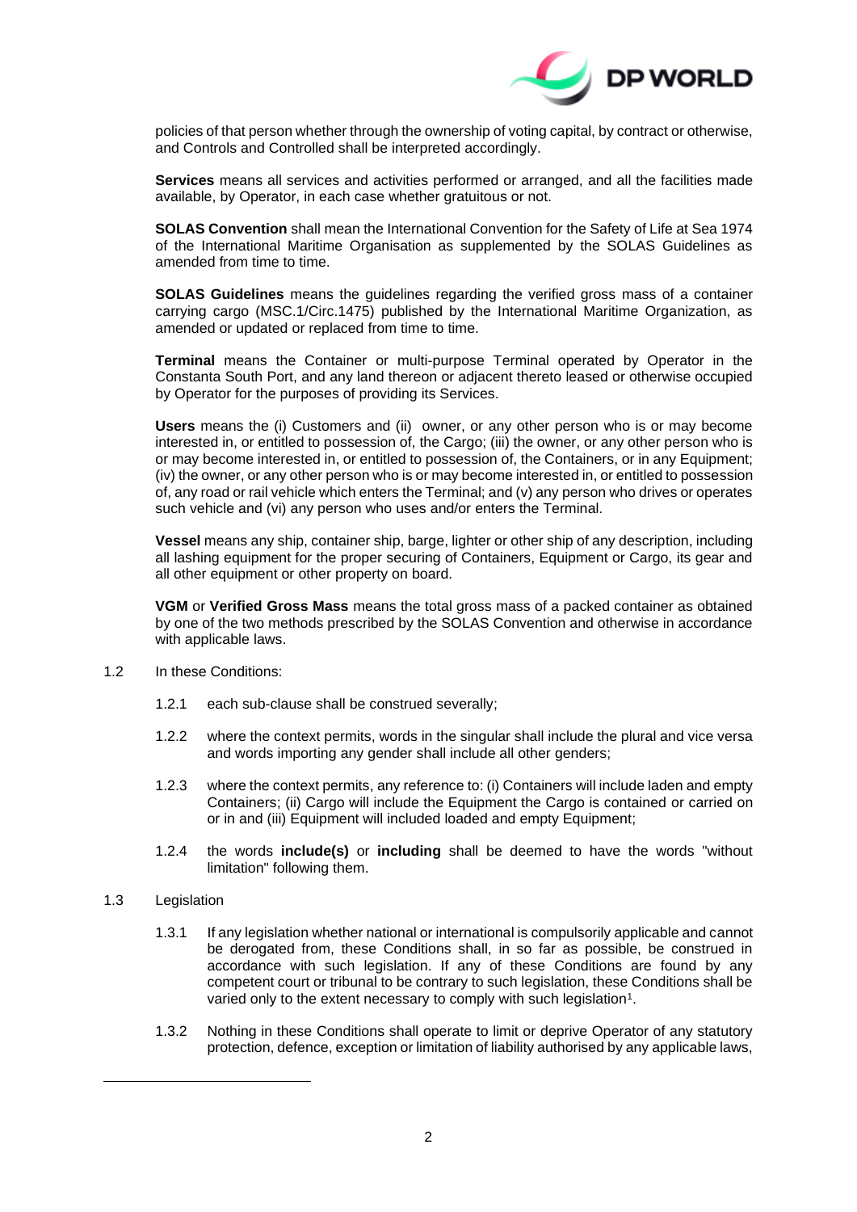policies of that person whether through the ownership of voting capital, by contract or otherwise, and Controls and Controlled shall be interpreted accordingly.

**Services** means all services and activities performed or arranged, and all the facilities made available, by Operator, in each case whether gratuitous or not.

**SOLAS Convention** shall mean the International Convention for the Safety of Life at Sea 1974 of the International Maritime Organisation as supplemented by the SOLAS Guidelines as amended from time to time.

**SOLAS Guidelines** means the guidelines regarding the verified gross mass of a container carrying cargo (MSC.1/Circ.1475) published by the International Maritime Organization, as amended or updated or replaced from time to time.

**Terminal** means the Container or multi-purpose Terminal operated by Operator in the Constanta South Port, and any land thereon or adjacent thereto leased or otherwise occupied by Operator for the purposes of providing its Services.

**Users** means the (i) Customers and (ii) owner, or any other person who is or may become interested in, or entitled to possession of, the Cargo; (iii) the owner, or any other person who is or may become interested in, or entitled to possession of, the Containers, or in any Equipment; (iv) the owner, or any other person who is or may become interested in, or entitled to possession of, any road or rail vehicle which enters the Terminal; and (v) any person who drives or operates such vehicle and (vi) any person who uses and/or enters the Terminal.

**Vessel** means any ship, container ship, barge, lighter or other ship of any description, including all lashing equipment for the proper securing of Containers, Equipment or Cargo, its gear and all other equipment or other property on board.

**VGM** or **Verified Gross Mass** means the total gross mass of a packed container as obtained by one of the two methods prescribed by the SOLAS Convention and otherwise in accordance with applicable laws.

1.2 In these Conditions:

1.2.1 each sub-clause shall be construed severally;

1.2.2 where the context permits, words in the singular shall include the plural and vice versa and words importing any gender shall include all other genders;

1.2.3 where the context permits, any reference to: (i) Containers will include laden and empty Containers; (ii) Cargo will include the Equipment the Cargo is contained or carried on or in and (iii) Equipment will included loaded and empty Equipment;

1.2.4 the words **include(s)** or **including** shall be deemed to have the words "without limitation" following them.

1.3 Legislation

1.3.1 If any legislation whether national or international is compulsorily applicable and cannot be derogated from, these Conditions shall, in so far as possible, be construed in accordance with such legislation. If any of these Conditions are found by any competent court or tribunal to be contrary to such legislation, these Conditions shall be varied only to the extent necessary to comply with such legislation[1].

1.3.2 Nothing in these Conditions shall operate to limit or deprive Operator of any statutory protection, defence, exception or limitation of liability authorised by any applicable laws,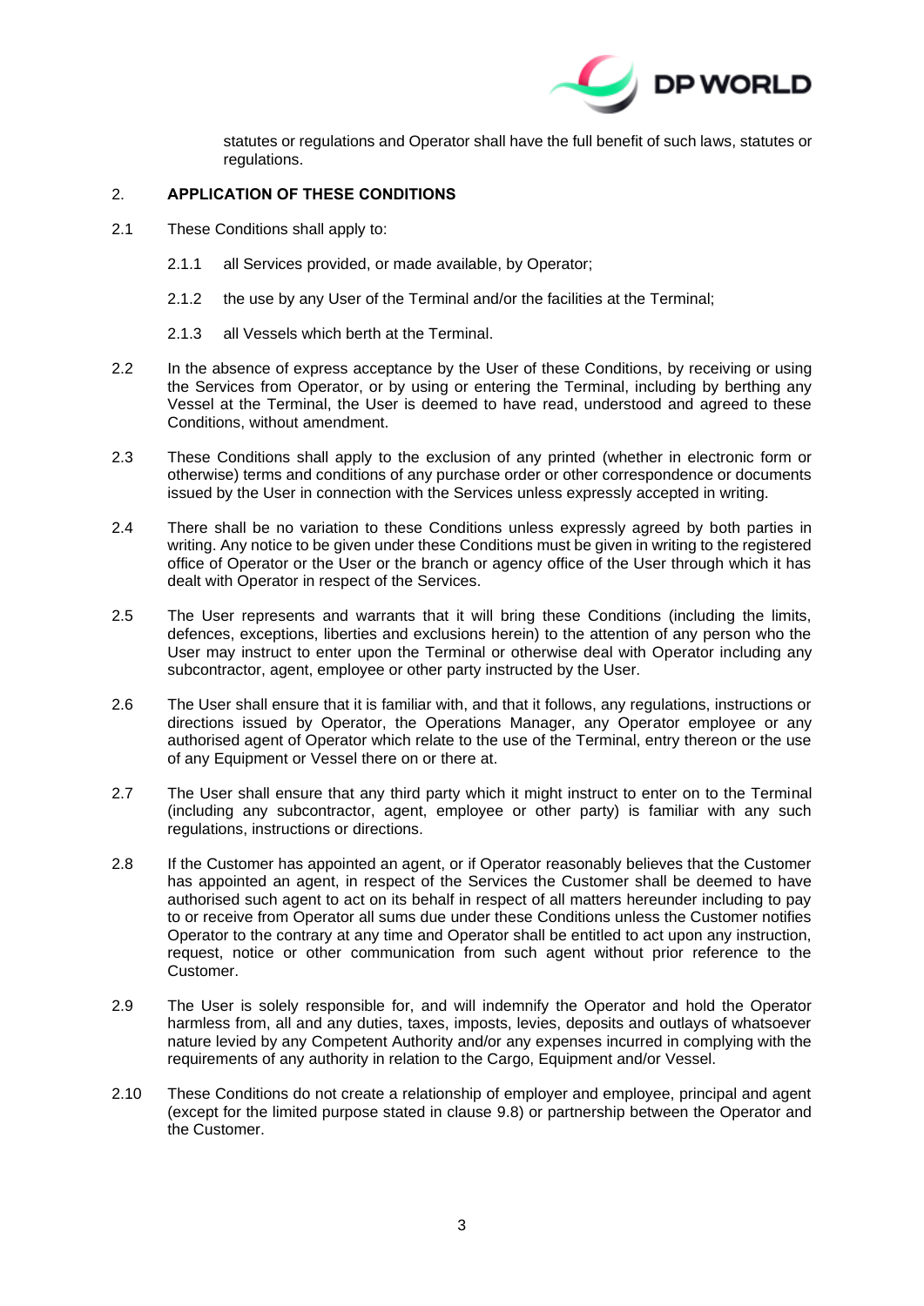statutes or regulations and Operator shall have the full benefit of such laws, statutes or regulations.

## 2. APPLICATION OF THESE CONDITIONS

2.1 These Conditions shall apply to:

2.1.1 all Services provided, or made available, by Operator;

2.1.2 the use by any User of the Terminal and/or the facilities at the Terminal;

2.1.3 all Vessels which berth at the Terminal.

2.2 In the absence of express acceptance by the User of these Conditions, by receiving or using the Services from Operator, or by using or entering the Terminal, including by berthing any Vessel at the Terminal, the User is deemed to have read, understood and agreed to these Conditions, without amendment.

2.3 These Conditions shall apply to the exclusion of any printed (whether in electronic form or otherwise) terms and conditions of any purchase order or other correspondence or documents issued by the User in connection with the Services unless expressly accepted in writing.

2.4 There shall be no variation to these Conditions unless expressly agreed by both parties in writing. Any notice to be given under these Conditions must be given in writing to the registered office of Operator or the User or the branch or agency office of the User through which it has dealt with Operator in respect of the Services.

2.5 The User represents and warrants that it will bring these Conditions (including the limits, defences, exceptions, liberties and exclusions herein) to the attention of any person who the User may instruct to enter upon the Terminal or otherwise deal with Operator including any subcontractor, agent, employee or other party instructed by the User.

2.6 The User shall ensure that it is familiar with, and that it follows, any regulations, instructions or directions issued by Operator, the Operations Manager, any Operator employee or any authorised agent of Operator which relate to the use of the Terminal, entry thereon or the use of any Equipment or Vessel there on or there at.

2.7 The User shall ensure that any third party which it might instruct to enter on to the Terminal (including any subcontractor, agent, employee or other party) is familiar with any such regulations, instructions or directions.

2.8 If the Customer has appointed an agent, or if Operator reasonably believes that the Customer has appointed an agent, in respect of the Services the Customer shall be deemed to have authorised such agent to act on its behalf in respect of all matters hereunder including to pay to or receive from Operator all sums due under these Conditions unless the Customer notifies Operator to the contrary at any time and Operator shall be entitled to act upon any instruction, request, notice or other communication from such agent without prior reference to the Customer.

2.9 The User is solely responsible for, and will indemnify the Operator and hold the Operator harmless from, all and any duties, taxes, imposts, levies, deposits and outlays of whatsoever nature levied by any Competent Authority and/or any expenses incurred in complying with the requirements of any authority in relation to the Cargo, Equipment and/or Vessel.

2.10 These Conditions do not create a relationship of employer and employee, principal and agent (except for the limited purpose stated in clause 9.8) or partnership between the Operator and the Customer.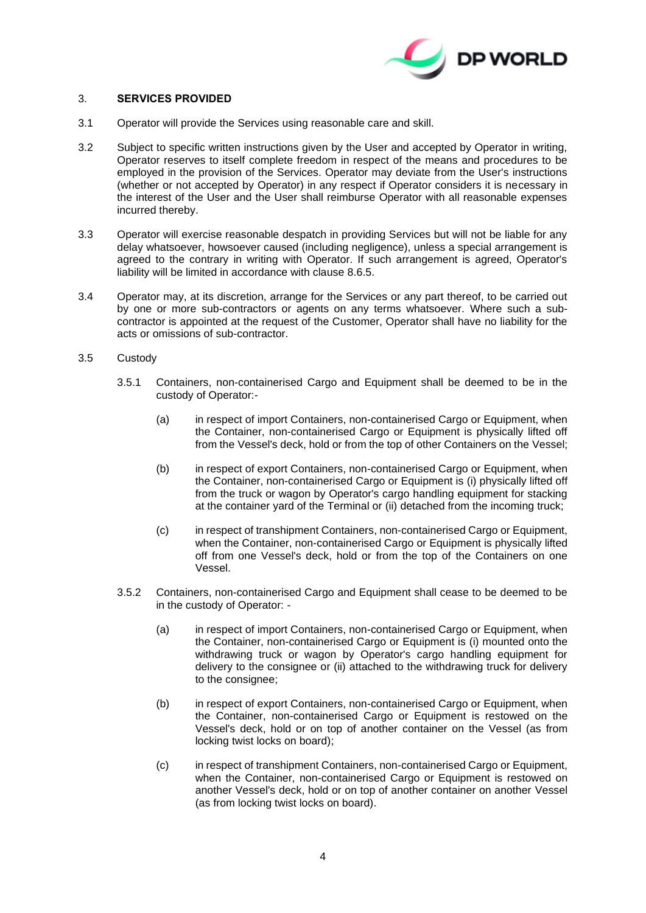## 3. SERVICES PROVIDED

3.1 Operator will provide the Services using reasonable care and skill.

3.2 Subject to specific written instructions given by the User and accepted by Operator in writing, Operator reserves to itself complete freedom in respect of the means and procedures to be employed in the provision of the Services. Operator may deviate from the User's instructions (whether or not accepted by Operator) in any respect if Operator considers it is necessary in the interest of the User and the User shall reimburse Operator with all reasonable expenses incurred thereby.

3.3 Operator will exercise reasonable despatch in providing Services but will not be liable for any delay whatsoever, howsoever caused (including negligence), unless a special arrangement is agreed to the contrary in writing with Operator. If such arrangement is agreed, Operator's liability will be limited in accordance with clause 8.6.5.

3.4 Operator may, at its discretion, arrange for the Services or any part thereof, to be carried out by one or more sub-contractors or agents on any terms whatsoever. Where such a sub-contractor is appointed at the request of the Customer, Operator shall have no liability for the acts or omissions of sub-contractor.

3.5 Custody

3.5.1 Containers, non-containerised Cargo and Equipment shall be deemed to be in the custody of Operator:-

(a) in respect of import Containers, non-containerised Cargo or Equipment, when the Container, non-containerised Cargo or Equipment is physically lifted off from the Vessel's deck, hold or from the top of other Containers on the Vessel;

(b) in respect of export Containers, non-containerised Cargo or Equipment, when the Container, non-containerised Cargo or Equipment is (i) physically lifted off from the truck or wagon by Operator's cargo handling equipment for stacking at the container yard of the Terminal or (ii) detached from the incoming truck;

(c) in respect of transhipment Containers, non-containerised Cargo or Equipment, when the Container, non-containerised Cargo or Equipment is physically lifted off from one Vessel's deck, hold or from the top of the Containers on one Vessel.

3.5.2 Containers, non-containerised Cargo and Equipment shall cease to be deemed to be in the custody of Operator: -

(a) in respect of import Containers, non-containerised Cargo or Equipment, when the Container, non-containerised Cargo or Equipment is (i) mounted onto the withdrawing truck or wagon by Operator's cargo handling equipment for delivery to the consignee or (ii) attached to the withdrawing truck for delivery to the consignee;

(b) in respect of export Containers, non-containerised Cargo or Equipment, when the Container, non-containerised Cargo or Equipment is restowed on the Vessel's deck, hold or on top of another container on the Vessel (as from locking twist locks on board);

(c) in respect of transhipment Containers, non-containerised Cargo or Equipment, when the Container, non-containerised Cargo or Equipment is restowed on another Vessel's deck, hold or on top of another container on another Vessel (as from locking twist locks on board).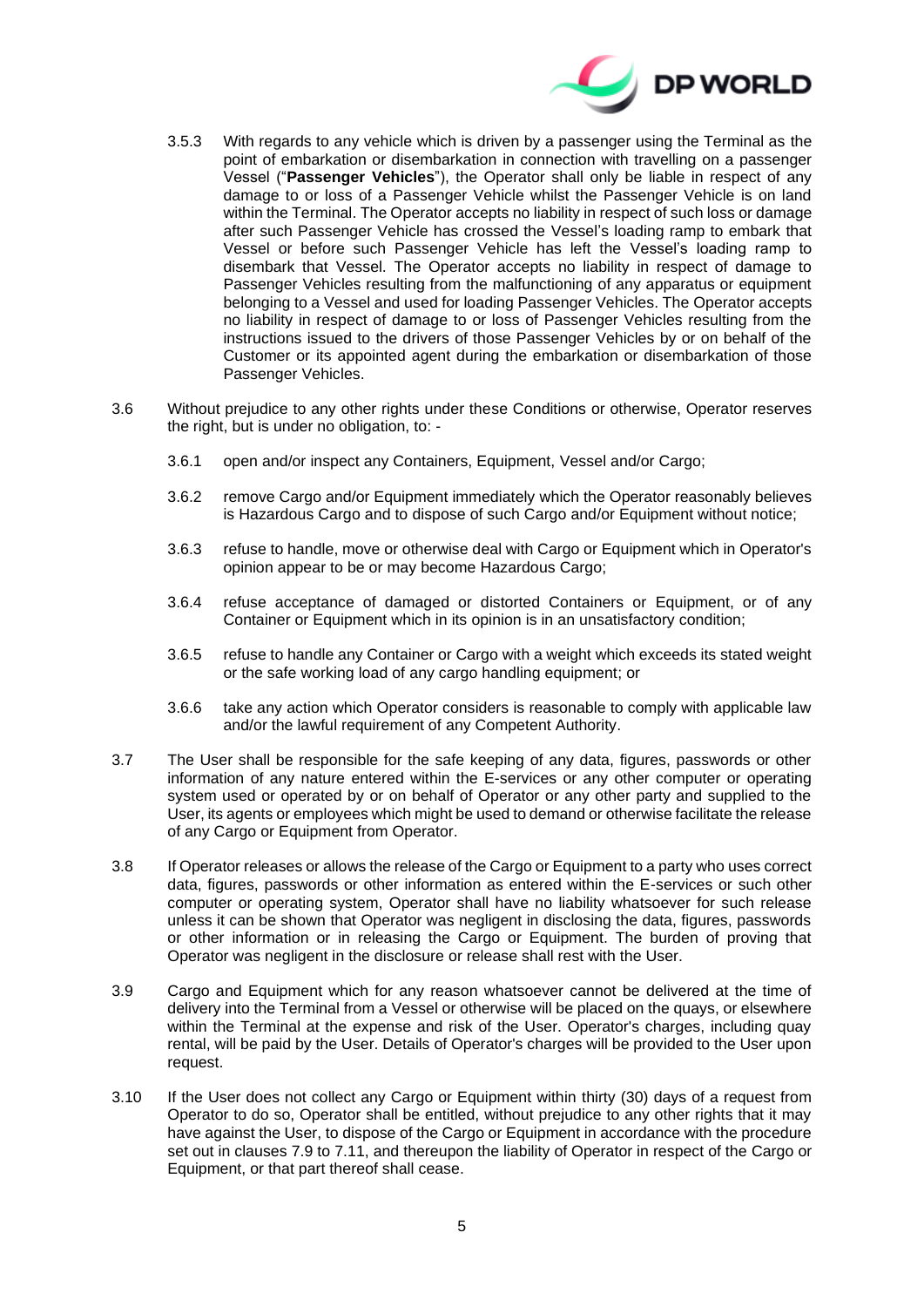3.5.3 With regards to any vehicle which is driven by a passenger using the Terminal as the point of embarkation or disembarkation in connection with travelling on a passenger Vessel ("**Passenger Vehicles**"), the Operator shall only be liable in respect of any damage to or loss of a Passenger Vehicle whilst the Passenger Vehicle is on land within the Terminal. The Operator accepts no liability in respect of such loss or damage after such Passenger Vehicle has crossed the Vessel's loading ramp to embark that Vessel or before such Passenger Vehicle has left the Vessel's loading ramp to disembark that Vessel. The Operator accepts no liability in respect of damage to Passenger Vehicles resulting from the malfunctioning of any apparatus or equipment belonging to a Vessel and used for loading Passenger Vehicles. The Operator accepts no liability in respect of damage to or loss of Passenger Vehicles resulting from the instructions issued to the drivers of those Passenger Vehicles by or on behalf of the Customer or its appointed agent during the embarkation or disembarkation of those Passenger Vehicles.

3.6 Without prejudice to any other rights under these Conditions or otherwise, Operator reserves the right, but is under no obligation, to: -

3.6.1 open and/or inspect any Containers, Equipment, Vessel and/or Cargo;

3.6.2 remove Cargo and/or Equipment immediately which the Operator reasonably believes is Hazardous Cargo and to dispose of such Cargo and/or Equipment without notice;

3.6.3 refuse to handle, move or otherwise deal with Cargo or Equipment which in Operator's opinion appear to be or may become Hazardous Cargo;

3.6.4 refuse acceptance of damaged or distorted Containers or Equipment, or of any Container or Equipment which in its opinion is in an unsatisfactory condition;

3.6.5 refuse to handle any Container or Cargo with a weight which exceeds its stated weight or the safe working load of any cargo handling equipment; or

3.6.6 take any action which Operator considers is reasonable to comply with applicable law and/or the lawful requirement of any Competent Authority.

3.7 The User shall be responsible for the safe keeping of any data, figures, passwords or other information of any nature entered within the E-services or any other computer or operating system used or operated by or on behalf of Operator or any other party and supplied to the User, its agents or employees which might be used to demand or otherwise facilitate the release of any Cargo or Equipment from Operator.

3.8 If Operator releases or allows the release of the Cargo or Equipment to a party who uses correct data, figures, passwords or other information as entered within the E-services or such other computer or operating system, Operator shall have no liability whatsoever for such release unless it can be shown that Operator was negligent in disclosing the data, figures, passwords or other information or in releasing the Cargo or Equipment. The burden of proving that Operator was negligent in the disclosure or release shall rest with the User.

3.9 Cargo and Equipment which for any reason whatsoever cannot be delivered at the time of delivery into the Terminal from a Vessel or otherwise will be placed on the quays, or elsewhere within the Terminal at the expense and risk of the User. Operator's charges, including quay rental, will be paid by the User. Details of Operator's charges will be provided to the User upon request.

3.10 If the User does not collect any Cargo or Equipment within thirty (30) days of a request from Operator to do so, Operator shall be entitled, without prejudice to any other rights that it may have against the User, to dispose of the Cargo or Equipment in accordance with the procedure set out in clauses 7.9 to 7.11, and thereupon the liability of Operator in respect of the Cargo or Equipment, or that part thereof shall cease.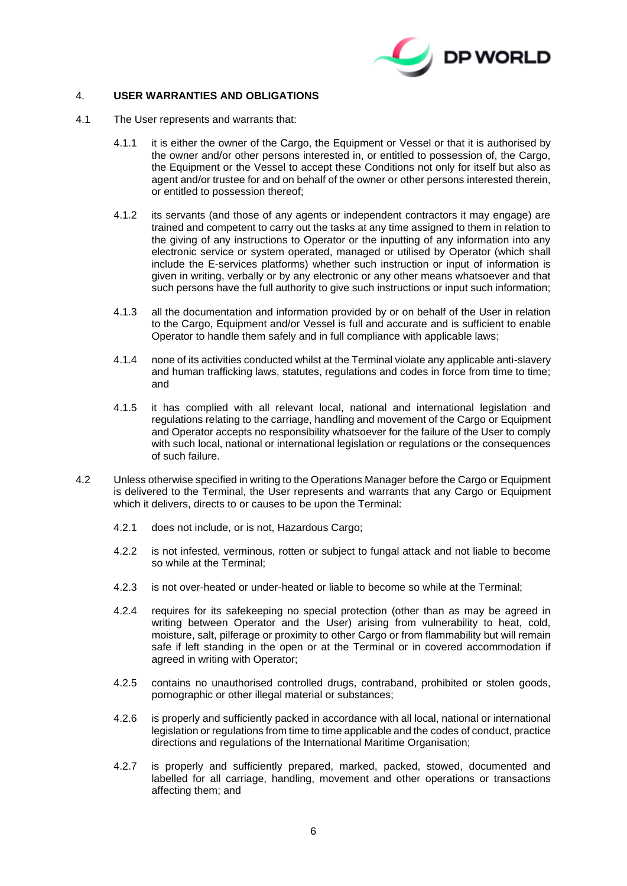## 4. USER WARRANTIES AND OBLIGATIONS

4.1 The User represents and warrants that:

4.1.1 it is either the owner of the Cargo, the Equipment or Vessel or that it is authorised by the owner and/or other persons interested in, or entitled to possession of, the Cargo, the Equipment or the Vessel to accept these Conditions not only for itself but also as agent and/or trustee for and on behalf of the owner or other persons interested therein, or entitled to possession thereof;

4.1.2 its servants (and those of any agents or independent contractors it may engage) are trained and competent to carry out the tasks at any time assigned to them in relation to the giving of any instructions to Operator or the inputting of any information into any electronic service or system operated, managed or utilised by Operator (which shall include the E-services platforms) whether such instruction or input of information is given in writing, verbally or by any electronic or any other means whatsoever and that such persons have the full authority to give such instructions or input such information;

4.1.3 all the documentation and information provided by or on behalf of the User in relation to the Cargo, Equipment and/or Vessel is full and accurate and is sufficient to enable Operator to handle them safely and in full compliance with applicable laws;

4.1.4 none of its activities conducted whilst at the Terminal violate any applicable anti-slavery and human trafficking laws, statutes, regulations and codes in force from time to time; and

4.1.5 it has complied with all relevant local, national and international legislation and regulations relating to the carriage, handling and movement of the Cargo or Equipment and Operator accepts no responsibility whatsoever for the failure of the User to comply with such local, national or international legislation or regulations or the consequences of such failure.

4.2 Unless otherwise specified in writing to the Operations Manager before the Cargo or Equipment is delivered to the Terminal, the User represents and warrants that any Cargo or Equipment which it delivers, directs to or causes to be upon the Terminal:

4.2.1 does not include, or is not, Hazardous Cargo;

4.2.2 is not infested, verminous, rotten or subject to fungal attack and not liable to become so while at the Terminal;

4.2.3 is not over-heated or under-heated or liable to become so while at the Terminal;

4.2.4 requires for its safekeeping no special protection (other than as may be agreed in writing between Operator and the User) arising from vulnerability to heat, cold, moisture, salt, pilferage or proximity to other Cargo or from flammability but will remain safe if left standing in the open or at the Terminal or in covered accommodation if agreed in writing with Operator;

4.2.5 contains no unauthorised controlled drugs, contraband, prohibited or stolen goods, pornographic or other illegal material or substances;

4.2.6 is properly and sufficiently packed in accordance with all local, national or international legislation or regulations from time to time applicable and the codes of conduct, practice directions and regulations of the International Maritime Organisation;

4.2.7 is properly and sufficiently prepared, marked, packed, stowed, documented and labelled for all carriage, handling, movement and other operations or transactions affecting them; and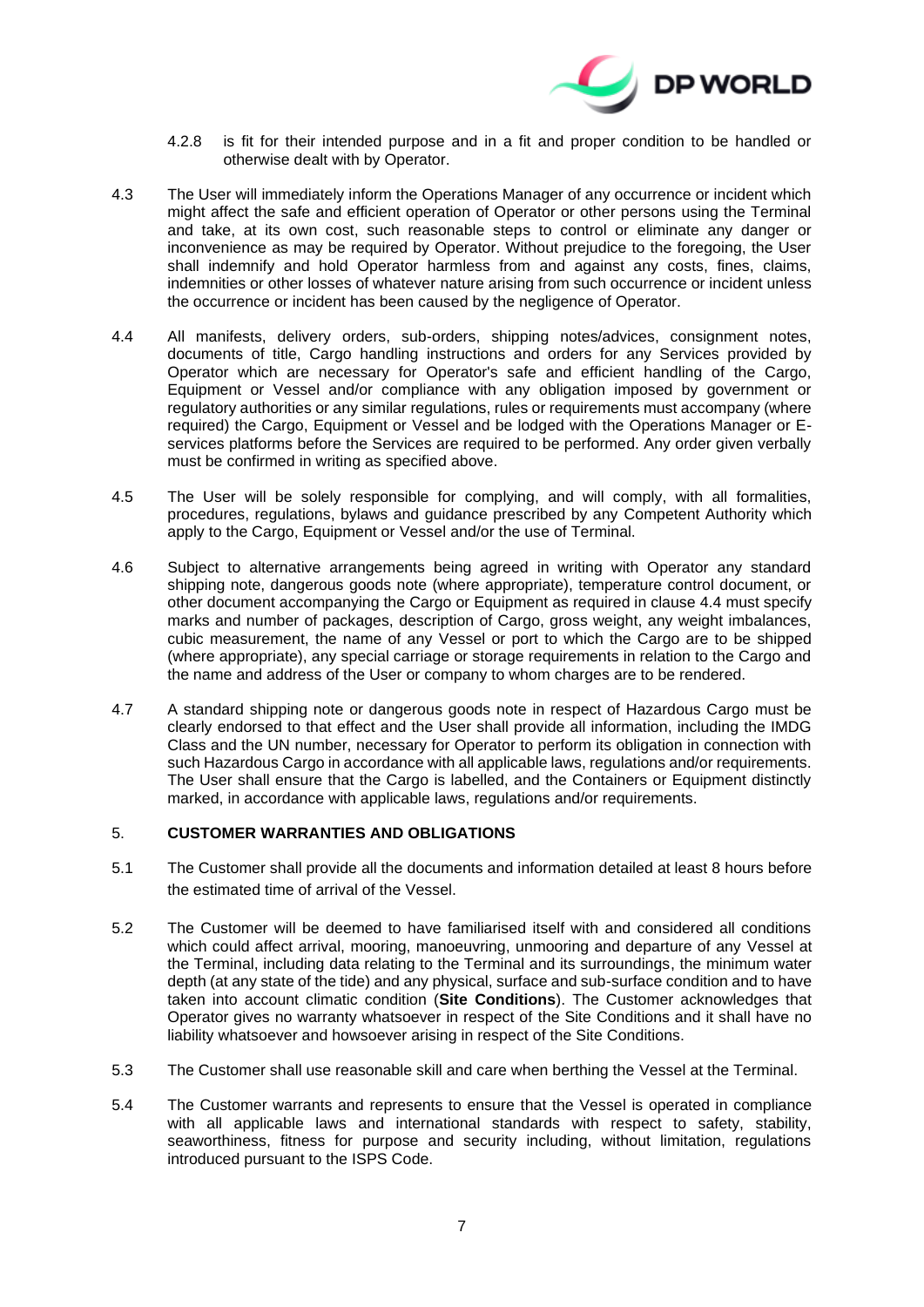4.2.8 is fit for their intended purpose and in a fit and proper condition to be handled or otherwise dealt with by Operator.

4.3 The User will immediately inform the Operations Manager of any occurrence or incident which might affect the safe and efficient operation of Operator or other persons using the Terminal and take, at its own cost, such reasonable steps to control or eliminate any danger or inconvenience as may be required by Operator. Without prejudice to the foregoing, the User shall indemnify and hold Operator harmless from and against any costs, fines, claims, indemnities or other losses of whatever nature arising from such occurrence or incident unless the occurrence or incident has been caused by the negligence of Operator.

4.4 All manifests, delivery orders, sub-orders, shipping notes/advices, consignment notes, documents of title, Cargo handling instructions and orders for any Services provided by Operator which are necessary for Operator's safe and efficient handling of the Cargo, Equipment or Vessel and/or compliance with any obligation imposed by government or regulatory authorities or any similar regulations, rules or requirements must accompany (where required) the Cargo, Equipment or Vessel and be lodged with the Operations Manager or E-services platforms before the Services are required to be performed. Any order given verbally must be confirmed in writing as specified above.

4.5 The User will be solely responsible for complying, and will comply, with all formalities, procedures, regulations, bylaws and guidance prescribed by any Competent Authority which apply to the Cargo, Equipment or Vessel and/or the use of Terminal.

4.6 Subject to alternative arrangements being agreed in writing with Operator any standard shipping note, dangerous goods note (where appropriate), temperature control document, or other document accompanying the Cargo or Equipment as required in clause 4.4 must specify marks and number of packages, description of Cargo, gross weight, any weight imbalances, cubic measurement, the name of any Vessel or port to which the Cargo are to be shipped (where appropriate), any special carriage or storage requirements in relation to the Cargo and the name and address of the User or company to whom charges are to be rendered.

4.7 A standard shipping note or dangerous goods note in respect of Hazardous Cargo must be clearly endorsed to that effect and the User shall provide all information, including the IMDG Class and the UN number, necessary for Operator to perform its obligation in connection with such Hazardous Cargo in accordance with all applicable laws, regulations and/or requirements. The User shall ensure that the Cargo is labelled, and the Containers or Equipment distinctly marked, in accordance with applicable laws, regulations and/or requirements.

## 5. CUSTOMER WARRANTIES AND OBLIGATIONS

5.1 The Customer shall provide all the documents and information detailed at least 8 hours before the estimated time of arrival of the Vessel.

5.2 The Customer will be deemed to have familiarised itself with and considered all conditions which could affect arrival, mooring, manoeuvring, unmooring and departure of any Vessel at the Terminal, including data relating to the Terminal and its surroundings, the minimum water depth (at any state of the tide) and any physical, surface and sub-surface condition and to have taken into account climatic condition (**Site Conditions**). The Customer acknowledges that Operator gives no warranty whatsoever in respect of the Site Conditions and it shall have no liability whatsoever and howsoever arising in respect of the Site Conditions.

5.3 The Customer shall use reasonable skill and care when berthing the Vessel at the Terminal.

5.4 The Customer warrants and represents to ensure that the Vessel is operated in compliance with all applicable laws and international standards with respect to safety, stability, seaworthiness, fitness for purpose and security including, without limitation, regulations introduced pursuant to the ISPS Code.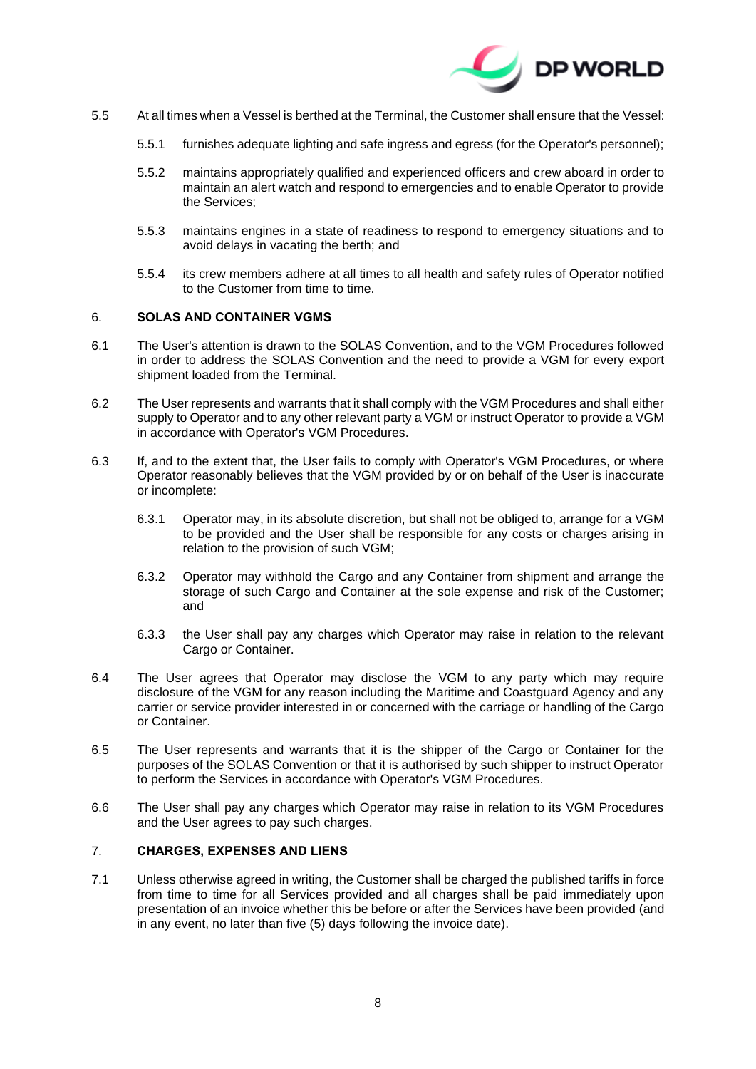5.5 At all times when a Vessel is berthed at the Terminal, the Customer shall ensure that the Vessel:

5.5.1 furnishes adequate lighting and safe ingress and egress (for the Operator's personnel);

5.5.2 maintains appropriately qualified and experienced officers and crew aboard in order to maintain an alert watch and respond to emergencies and to enable Operator to provide the Services;

5.5.3 maintains engines in a state of readiness to respond to emergency situations and to avoid delays in vacating the berth; and

5.5.4 its crew members adhere at all times to all health and safety rules of Operator notified to the Customer from time to time.

## 6. SOLAS AND CONTAINER VGMS

6.1 The User's attention is drawn to the SOLAS Convention, and to the VGM Procedures followed in order to address the SOLAS Convention and the need to provide a VGM for every export shipment loaded from the Terminal.

6.2 The User represents and warrants that it shall comply with the VGM Procedures and shall either supply to Operator and to any other relevant party a VGM or instruct Operator to provide a VGM in accordance with Operator's VGM Procedures.

6.3 If, and to the extent that, the User fails to comply with Operator's VGM Procedures, or where Operator reasonably believes that the VGM provided by or on behalf of the User is inaccurate or incomplete:

6.3.1 Operator may, in its absolute discretion, but shall not be obliged to, arrange for a VGM to be provided and the User shall be responsible for any costs or charges arising in relation to the provision of such VGM;

6.3.2 Operator may withhold the Cargo and any Container from shipment and arrange the storage of such Cargo and Container at the sole expense and risk of the Customer; and

6.3.3 the User shall pay any charges which Operator may raise in relation to the relevant Cargo or Container.

6.4 The User agrees that Operator may disclose the VGM to any party which may require disclosure of the VGM for any reason including the Maritime and Coastguard Agency and any carrier or service provider interested in or concerned with the carriage or handling of the Cargo or Container.

6.5 The User represents and warrants that it is the shipper of the Cargo or Container for the purposes of the SOLAS Convention or that it is authorised by such shipper to instruct Operator to perform the Services in accordance with Operator's VGM Procedures.

6.6 The User shall pay any charges which Operator may raise in relation to its VGM Procedures and the User agrees to pay such charges.

## 7. CHARGES, EXPENSES AND LIENS

7.1 Unless otherwise agreed in writing, the Customer shall be charged the published tariffs in force from time to time for all Services provided and all charges shall be paid immediately upon presentation of an invoice whether this be before or after the Services have been provided (and in any event, no later than five (5) days following the invoice date).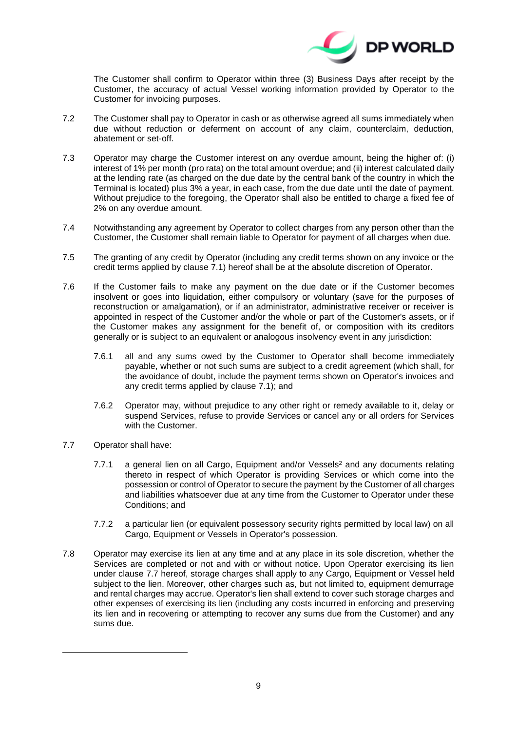The Customer shall confirm to Operator within three (3) Business Days after receipt by the Customer, the accuracy of actual Vessel working information provided by Operator to the Customer for invoicing purposes.

7.2 The Customer shall pay to Operator in cash or as otherwise agreed all sums immediately when due without reduction or deferment on account of any claim, counterclaim, deduction, abatement or set-off.

7.3 Operator may charge the Customer interest on any overdue amount, being the higher of: (i) interest of 1% per month (pro rata) on the total amount overdue; and (ii) interest calculated daily at the lending rate (as charged on the due date by the central bank of the country in which the Terminal is located) plus 3% a year, in each case, from the due date until the date of payment. Without prejudice to the foregoing, the Operator shall also be entitled to charge a fixed fee of 2% on any overdue amount.

7.4 Notwithstanding any agreement by Operator to collect charges from any person other than the Customer, the Customer shall remain liable to Operator for payment of all charges when due.

7.5 The granting of any credit by Operator (including any credit terms shown on any invoice or the credit terms applied by clause 7.1) hereof shall be at the absolute discretion of Operator.

7.6 If the Customer fails to make any payment on the due date or if the Customer becomes insolvent or goes into liquidation, either compulsory or voluntary (save for the purposes of reconstruction or amalgamation), or if an administrator, administrative receiver or receiver is appointed in respect of the Customer and/or the whole or part of the Customer's assets, or if the Customer makes any assignment for the benefit of, or composition with its creditors generally or is subject to an equivalent or analogous insolvency event in any jurisdiction:

7.6.1 all and any sums owed by the Customer to Operator shall become immediately payable, whether or not such sums are subject to a credit agreement (which shall, for the avoidance of doubt, include the payment terms shown on Operator's invoices and any credit terms applied by clause 7.1); and

7.6.2 Operator may, without prejudice to any other right or remedy available to it, delay or suspend Services, refuse to provide Services or cancel any or all orders for Services with the Customer.

7.7 Operator shall have:

7.7.1 a general lien on all Cargo, Equipment and/or Vessels[2] and any documents relating thereto in respect of which Operator is providing Services or which come into the possession or control of Operator to secure the payment by the Customer of all charges and liabilities whatsoever due at any time from the Customer to Operator under these Conditions; and

7.7.2 a particular lien (or equivalent possessory security rights permitted by local law) on all Cargo, Equipment or Vessels in Operator's possession.

7.8 Operator may exercise its lien at any time and at any place in its sole discretion, whether the Services are completed or not and with or without notice. Upon Operator exercising its lien under clause 7.7 hereof, storage charges shall apply to any Cargo, Equipment or Vessel held subject to the lien. Moreover, other charges such as, but not limited to, equipment demurrage and rental charges may accrue. Operator's lien shall extend to cover such storage charges and other expenses of exercising its lien (including any costs incurred in enforcing and preserving its lien and in recovering or attempting to recover any sums due from the Customer) and any sums due.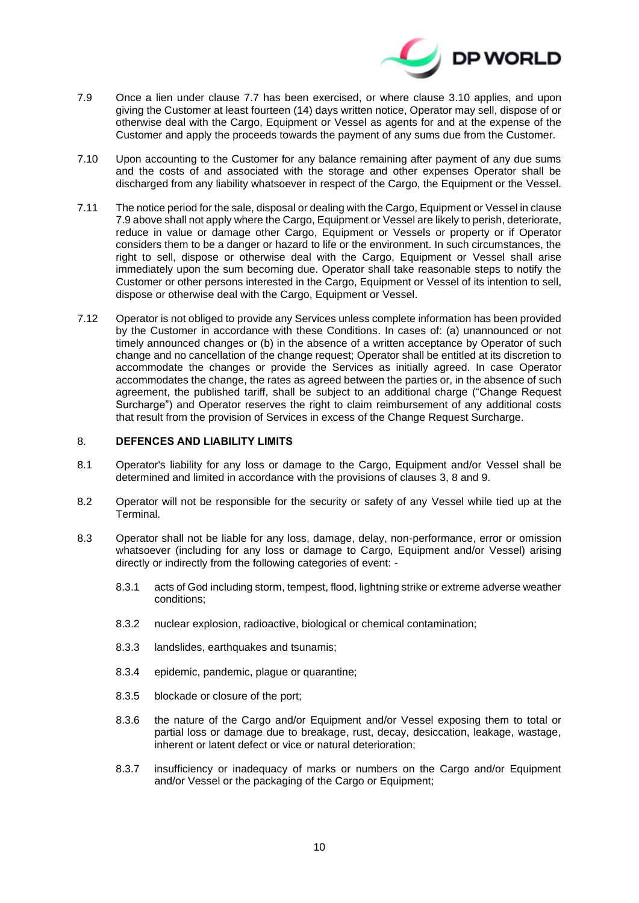7.9 Once a lien under clause 7.7 has been exercised, or where clause 3.10 applies, and upon giving the Customer at least fourteen (14) days written notice, Operator may sell, dispose of or otherwise deal with the Cargo, Equipment or Vessel as agents for and at the expense of the Customer and apply the proceeds towards the payment of any sums due from the Customer.

7.10 Upon accounting to the Customer for any balance remaining after payment of any due sums and the costs of and associated with the storage and other expenses Operator shall be discharged from any liability whatsoever in respect of the Cargo, the Equipment or the Vessel.

7.11 The notice period for the sale, disposal or dealing with the Cargo, Equipment or Vessel in clause 7.9 above shall not apply where the Cargo, Equipment or Vessel are likely to perish, deteriorate, reduce in value or damage other Cargo, Equipment or Vessels or property or if Operator considers them to be a danger or hazard to life or the environment. In such circumstances, the right to sell, dispose or otherwise deal with the Cargo, Equipment or Vessel shall arise immediately upon the sum becoming due. Operator shall take reasonable steps to notify the Customer or other persons interested in the Cargo, Equipment or Vessel of its intention to sell, dispose or otherwise deal with the Cargo, Equipment or Vessel.

7.12 Operator is not obliged to provide any Services unless complete information has been provided by the Customer in accordance with these Conditions. In cases of: (a) unannounced or not timely announced changes or (b) in the absence of a written acceptance by Operator of such change and no cancellation of the change request; Operator shall be entitled at its discretion to accommodate the changes or provide the Services as initially agreed. In case Operator accommodates the change, the rates as agreed between the parties or, in the absence of such agreement, the published tariff, shall be subject to an additional charge ("Change Request Surcharge") and Operator reserves the right to claim reimbursement of any additional costs that result from the provision of Services in excess of the Change Request Surcharge.

## 8. DEFENCES AND LIABILITY LIMITS

8.1 Operator's liability for any loss or damage to the Cargo, Equipment and/or Vessel shall be determined and limited in accordance with the provisions of clauses 3, 8 and 9.

8.2 Operator will not be responsible for the security or safety of any Vessel while tied up at the Terminal.

8.3 Operator shall not be liable for any loss, damage, delay, non-performance, error or omission whatsoever (including for any loss or damage to Cargo, Equipment and/or Vessel) arising directly or indirectly from the following categories of event: -

8.3.1 acts of God including storm, tempest, flood, lightning strike or extreme adverse weather conditions;

8.3.2 nuclear explosion, radioactive, biological or chemical contamination;

8.3.3 landslides, earthquakes and tsunamis;

8.3.4 epidemic, pandemic, plague or quarantine;

8.3.5 blockade or closure of the port;

8.3.6 the nature of the Cargo and/or Equipment and/or Vessel exposing them to total or partial loss or damage due to breakage, rust, decay, desiccation, leakage, wastage, inherent or latent defect or vice or natural deterioration;

8.3.7 insufficiency or inadequacy of marks or numbers on the Cargo and/or Equipment and/or Vessel or the packaging of the Cargo or Equipment;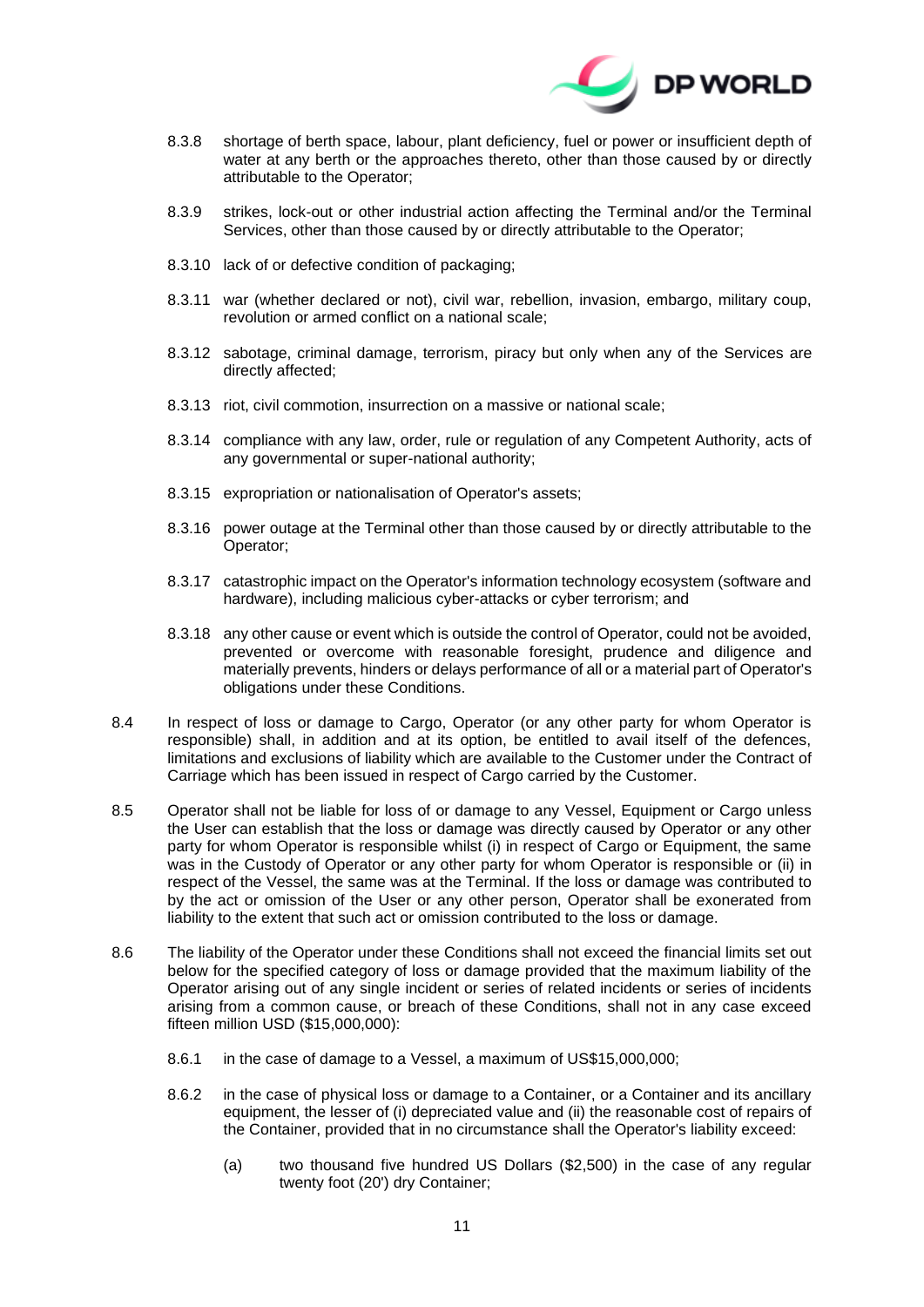8.3.8 shortage of berth space, labour, plant deficiency, fuel or power or insufficient depth of water at any berth or the approaches thereto, other than those caused by or directly attributable to the Operator;

8.3.9 strikes, lock-out or other industrial action affecting the Terminal and/or the Terminal Services, other than those caused by or directly attributable to the Operator;

8.3.10 lack of or defective condition of packaging;

8.3.11 war (whether declared or not), civil war, rebellion, invasion, embargo, military coup, revolution or armed conflict on a national scale;

8.3.12 sabotage, criminal damage, terrorism, piracy but only when any of the Services are directly affected;

8.3.13 riot, civil commotion, insurrection on a massive or national scale;

8.3.14 compliance with any law, order, rule or regulation of any Competent Authority, acts of any governmental or super-national authority;

8.3.15 expropriation or nationalisation of Operator's assets;

8.3.16 power outage at the Terminal other than those caused by or directly attributable to the Operator;

8.3.17 catastrophic impact on the Operator's information technology ecosystem (software and hardware), including malicious cyber-attacks or cyber terrorism; and

8.3.18 any other cause or event which is outside the control of Operator, could not be avoided, prevented or overcome with reasonable foresight, prudence and diligence and materially prevents, hinders or delays performance of all or a material part of Operator's obligations under these Conditions.

8.4 In respect of loss or damage to Cargo, Operator (or any other party for whom Operator is responsible) shall, in addition and at its option, be entitled to avail itself of the defences, limitations and exclusions of liability which are available to the Customer under the Contract of Carriage which has been issued in respect of Cargo carried by the Customer.

8.5 Operator shall not be liable for loss of or damage to any Vessel, Equipment or Cargo unless the User can establish that the loss or damage was directly caused by Operator or any other party for whom Operator is responsible whilst (i) in respect of Cargo or Equipment, the same was in the Custody of Operator or any other party for whom Operator is responsible or (ii) in respect of the Vessel, the same was at the Terminal. If the loss or damage was contributed to by the act or omission of the User or any other person, Operator shall be exonerated from liability to the extent that such act or omission contributed to the loss or damage.

8.6 The liability of the Operator under these Conditions shall not exceed the financial limits set out below for the specified category of loss or damage provided that the maximum liability of the Operator arising out of any single incident or series of related incidents or series of incidents arising from a common cause, or breach of these Conditions, shall not in any case exceed fifteen million USD ($15,000,000):

8.6.1 in the case of damage to a Vessel, a maximum of US$15,000,000;

8.6.2 in the case of physical loss or damage to a Container, or a Container and its ancillary equipment, the lesser of (i) depreciated value and (ii) the reasonable cost of repairs of the Container, provided that in no circumstance shall the Operator's liability exceed:

(a) two thousand five hundred US Dollars ($2,500) in the case of any regular twenty foot (20') dry Container;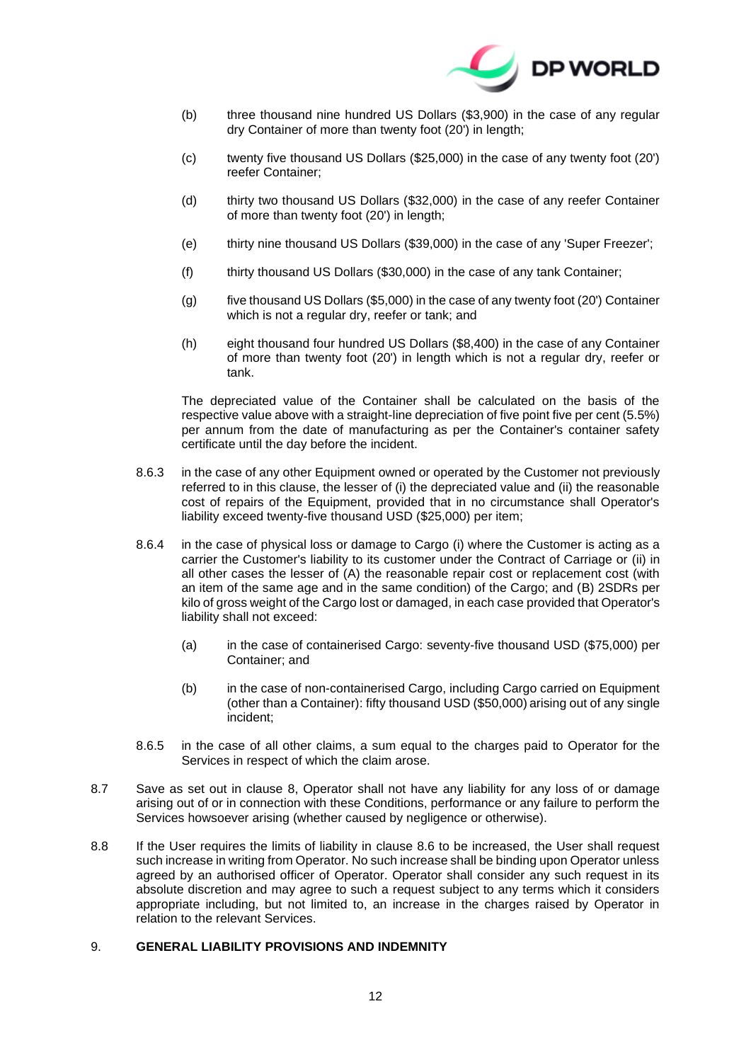(b) three thousand nine hundred US Dollars ($3,900) in the case of any regular dry Container of more than twenty foot (20') in length;

(c) twenty five thousand US Dollars ($25,000) in the case of any twenty foot (20') reefer Container;

(d) thirty two thousand US Dollars ($32,000) in the case of any reefer Container of more than twenty foot (20') in length;

(e) thirty nine thousand US Dollars ($39,000) in the case of any 'Super Freezer';

(f) thirty thousand US Dollars ($30,000) in the case of any tank Container;

(g) five thousand US Dollars ($5,000) in the case of any twenty foot (20') Container which is not a regular dry, reefer or tank; and

(h) eight thousand four hundred US Dollars ($8,400) in the case of any Container of more than twenty foot (20') in length which is not a regular dry, reefer or tank.

The depreciated value of the Container shall be calculated on the basis of the respective value above with a straight-line depreciation of five point five per cent (5.5%) per annum from the date of manufacturing as per the Container's container safety certificate until the day before the incident.

8.6.3 in the case of any other Equipment owned or operated by the Customer not previously referred to in this clause, the lesser of (i) the depreciated value and (ii) the reasonable cost of repairs of the Equipment, provided that in no circumstance shall Operator's liability exceed twenty-five thousand USD ($25,000) per item;

8.6.4 in the case of physical loss or damage to Cargo (i) where the Customer is acting as a carrier the Customer's liability to its customer under the Contract of Carriage or (ii) in all other cases the lesser of (A) the reasonable repair cost or replacement cost (with an item of the same age and in the same condition) of the Cargo; and (B) 2SDRs per kilo of gross weight of the Cargo lost or damaged, in each case provided that Operator's liability shall not exceed:

(a) in the case of containerised Cargo: seventy-five thousand USD ($75,000) per Container; and

(b) in the case of non-containerised Cargo, including Cargo carried on Equipment (other than a Container): fifty thousand USD ($50,000) arising out of any single incident;

8.6.5 in the case of all other claims, a sum equal to the charges paid to Operator for the Services in respect of which the claim arose.

8.7 Save as set out in clause 8, Operator shall not have any liability for any loss of or damage arising out of or in connection with these Conditions, performance or any failure to perform the Services howsoever arising (whether caused by negligence or otherwise).

8.8 If the User requires the limits of liability in clause 8.6 to be increased, the User shall request such increase in writing from Operator. No such increase shall be binding upon Operator unless agreed by an authorised officer of Operator. Operator shall consider any such request in its absolute discretion and may agree to such a request subject to any terms which it considers appropriate including, but not limited to, an increase in the charges raised by Operator in relation to the relevant Services.

## 9. GENERAL LIABILITY PROVISIONS AND INDEMNITY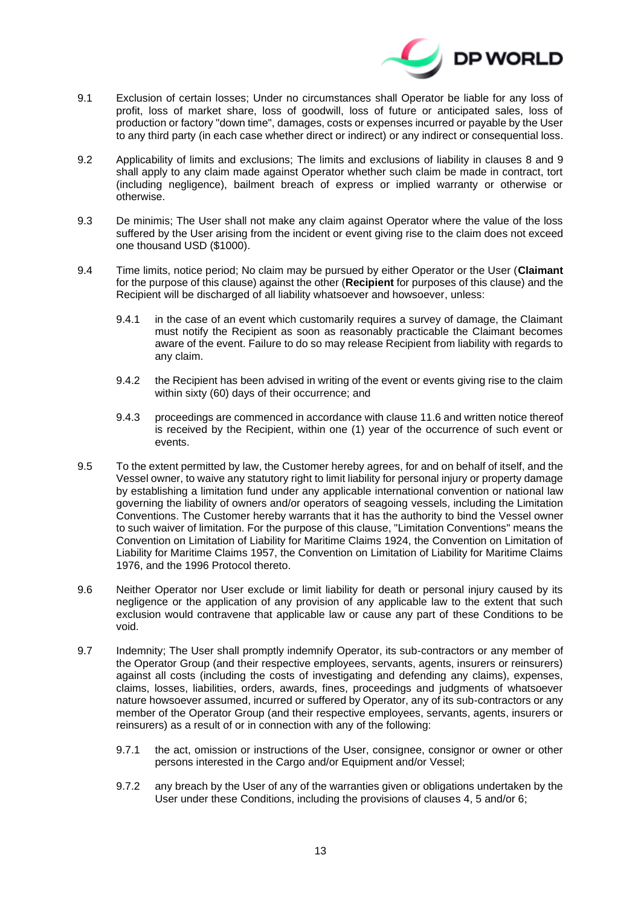9.1 Exclusion of certain losses; Under no circumstances shall Operator be liable for any loss of profit, loss of market share, loss of goodwill, loss of future or anticipated sales, loss of production or factory "down time", damages, costs or expenses incurred or payable by the User to any third party (in each case whether direct or indirect) or any indirect or consequential loss.

9.2 Applicability of limits and exclusions; The limits and exclusions of liability in clauses 8 and 9 shall apply to any claim made against Operator whether such claim be made in contract, tort (including negligence), bailment breach of express or implied warranty or otherwise or otherwise.

9.3 De minimis; The User shall not make any claim against Operator where the value of the loss suffered by the User arising from the incident or event giving rise to the claim does not exceed one thousand USD ($1000).

9.4 Time limits, notice period; No claim may be pursued by either Operator or the User (**Claimant** for the purpose of this clause) against the other (**Recipient** for purposes of this clause) and the Recipient will be discharged of all liability whatsoever and howsoever, unless:

 9.4.1 in the case of an event which customarily requires a survey of damage, the Claimant must notify the Recipient as soon as reasonably practicable the Claimant becomes aware of the event. Failure to do so may release Recipient from liability with regards to any claim.

 9.4.2 the Recipient has been advised in writing of the event or events giving rise to the claim within sixty (60) days of their occurrence; and

 9.4.3 proceedings are commenced in accordance with clause 11.6 and written notice thereof is received by the Recipient, within one (1) year of the occurrence of such event or events.

9.5 To the extent permitted by law, the Customer hereby agrees, for and on behalf of itself, and the Vessel owner, to waive any statutory right to limit liability for personal injury or property damage by establishing a limitation fund under any applicable international convention or national law governing the liability of owners and/or operators of seagoing vessels, including the Limitation Conventions. The Customer hereby warrants that it has the authority to bind the Vessel owner to such waiver of limitation. For the purpose of this clause, "Limitation Conventions" means the Convention on Limitation of Liability for Maritime Claims 1924, the Convention on Limitation of Liability for Maritime Claims 1957, the Convention on Limitation of Liability for Maritime Claims 1976, and the 1996 Protocol thereto.

9.6 Neither Operator nor User exclude or limit liability for death or personal injury caused by its negligence or the application of any provision of any applicable law to the extent that such exclusion would contravene that applicable law or cause any part of these Conditions to be void.

9.7 Indemnity; The User shall promptly indemnify Operator, its sub-contractors or any member of the Operator Group (and their respective employees, servants, agents, insurers or reinsurers) against all costs (including the costs of investigating and defending any claims), expenses, claims, losses, liabilities, orders, awards, fines, proceedings and judgments of whatsoever nature howsoever assumed, incurred or suffered by Operator, any of its sub-contractors or any member of the Operator Group (and their respective employees, servants, agents, insurers or reinsurers) as a result of or in connection with any of the following:

 9.7.1 the act, omission or instructions of the User, consignee, consignor or owner or other persons interested in the Cargo and/or Equipment and/or Vessel;

 9.7.2 any breach by the User of any of the warranties given or obligations undertaken by the User under these Conditions, including the provisions of clauses 4, 5 and/or 6;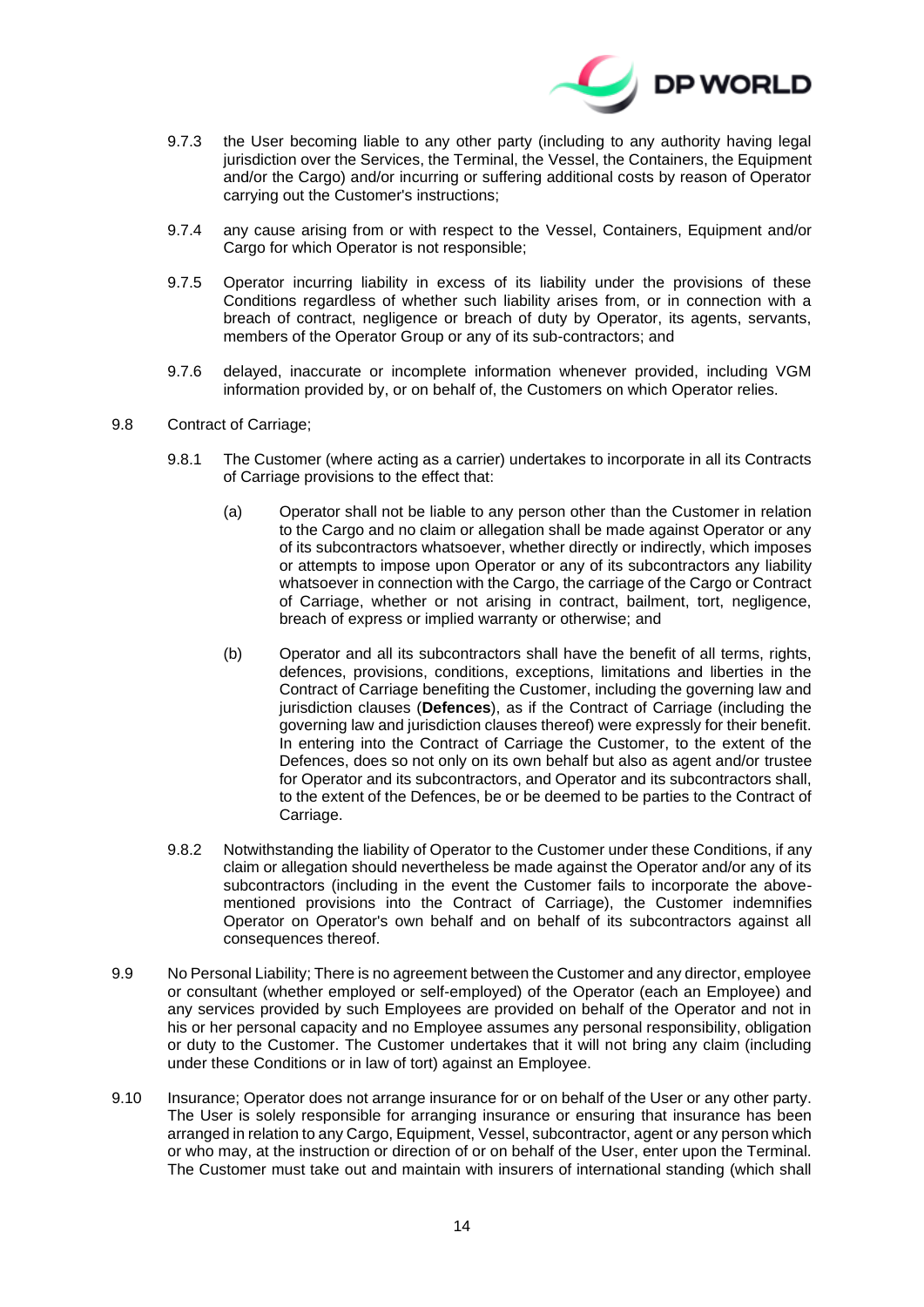9.7.3 the User becoming liable to any other party (including to any authority having legal jurisdiction over the Services, the Terminal, the Vessel, the Containers, the Equipment and/or the Cargo) and/or incurring or suffering additional costs by reason of Operator carrying out the Customer's instructions;

9.7.4 any cause arising from or with respect to the Vessel, Containers, Equipment and/or Cargo for which Operator is not responsible;

9.7.5 Operator incurring liability in excess of its liability under the provisions of these Conditions regardless of whether such liability arises from, or in connection with a breach of contract, negligence or breach of duty by Operator, its agents, servants, members of the Operator Group or any of its sub-contractors; and

9.7.6 delayed, inaccurate or incomplete information whenever provided, including VGM information provided by, or on behalf of, the Customers on which Operator relies.

9.8 Contract of Carriage;

9.8.1 The Customer (where acting as a carrier) undertakes to incorporate in all its Contracts of Carriage provisions to the effect that:

(a) Operator shall not be liable to any person other than the Customer in relation to the Cargo and no claim or allegation shall be made against Operator or any of its subcontractors whatsoever, whether directly or indirectly, which imposes or attempts to impose upon Operator or any of its subcontractors any liability whatsoever in connection with the Cargo, the carriage of the Cargo or Contract of Carriage, whether or not arising in contract, bailment, tort, negligence, breach of express or implied warranty or otherwise; and

(b) Operator and all its subcontractors shall have the benefit of all terms, rights, defences, provisions, conditions, exceptions, limitations and liberties in the Contract of Carriage benefiting the Customer, including the governing law and jurisdiction clauses (**Defences**), as if the Contract of Carriage (including the governing law and jurisdiction clauses thereof) were expressly for their benefit. In entering into the Contract of Carriage the Customer, to the extent of the Defences, does so not only on its own behalf but also as agent and/or trustee for Operator and its subcontractors, and Operator and its subcontractors shall, to the extent of the Defences, be or be deemed to be parties to the Contract of Carriage.

9.8.2 Notwithstanding the liability of Operator to the Customer under these Conditions, if any claim or allegation should nevertheless be made against the Operator and/or any of its subcontractors (including in the event the Customer fails to incorporate the above-mentioned provisions into the Contract of Carriage), the Customer indemnifies Operator on Operator's own behalf and on behalf of its subcontractors against all consequences thereof.

9.9 No Personal Liability; There is no agreement between the Customer and any director, employee or consultant (whether employed or self-employed) of the Operator (each an Employee) and any services provided by such Employees are provided on behalf of the Operator and not in his or her personal capacity and no Employee assumes any personal responsibility, obligation or duty to the Customer. The Customer undertakes that it will not bring any claim (including under these Conditions or in law of tort) against an Employee.

9.10 Insurance; Operator does not arrange insurance for or on behalf of the User or any other party. The User is solely responsible for arranging insurance or ensuring that insurance has been arranged in relation to any Cargo, Equipment, Vessel, subcontractor, agent or any person which or who may, at the instruction or direction of or on behalf of the User, enter upon the Terminal. The Customer must take out and maintain with insurers of international standing (which shall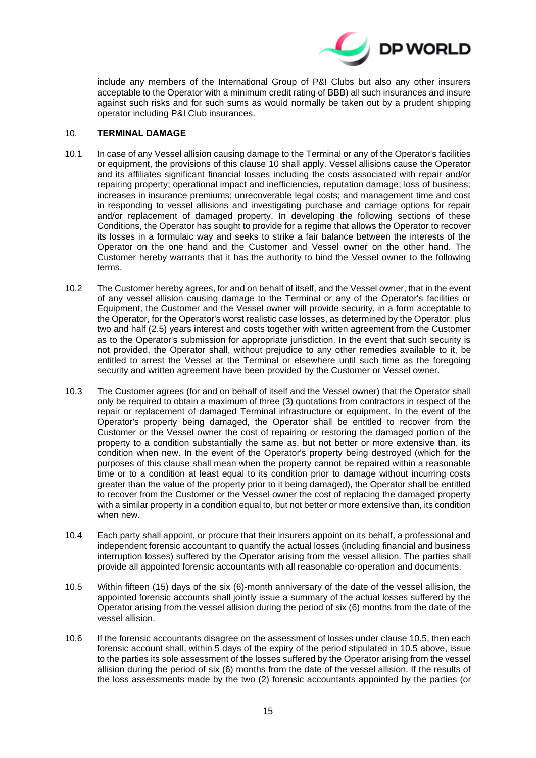include any members of the International Group of P&I Clubs but also any other insurers acceptable to the Operator with a minimum credit rating of BBB) all such insurances and insure against such risks and for such sums as would normally be taken out by a prudent shipping operator including P&I Club insurances.

## 10. TERMINAL DAMAGE

10.1 In case of any Vessel allision causing damage to the Terminal or any of the Operator's facilities or equipment, the provisions of this clause 10 shall apply. Vessel allisions cause the Operator and its affiliates significant financial losses including the costs associated with repair and/or repairing property; operational impact and inefficiencies, reputation damage; loss of business; increases in insurance premiums; unrecoverable legal costs; and management time and cost in responding to vessel allisions and investigating purchase and carriage options for repair and/or replacement of damaged property. In developing the following sections of these Conditions, the Operator has sought to provide for a regime that allows the Operator to recover its losses in a formulaic way and seeks to strike a fair balance between the interests of the Operator on the one hand and the Customer and Vessel owner on the other hand. The Customer hereby warrants that it has the authority to bind the Vessel owner to the following terms.

10.2 The Customer hereby agrees, for and on behalf of itself, and the Vessel owner, that in the event of any vessel allision causing damage to the Terminal or any of the Operator's facilities or Equipment, the Customer and the Vessel owner will provide security, in a form acceptable to the Operator, for the Operator's worst realistic case losses, as determined by the Operator, plus two and half (2.5) years interest and costs together with written agreement from the Customer as to the Operator's submission for appropriate jurisdiction. In the event that such security is not provided, the Operator shall, without prejudice to any other remedies available to it, be entitled to arrest the Vessel at the Terminal or elsewhere until such time as the foregoing security and written agreement have been provided by the Customer or Vessel owner.

10.3 The Customer agrees (for and on behalf of itself and the Vessel owner) that the Operator shall only be required to obtain a maximum of three (3) quotations from contractors in respect of the repair or replacement of damaged Terminal infrastructure or equipment. In the event of the Operator's property being damaged, the Operator shall be entitled to recover from the Customer or the Vessel owner the cost of repairing or restoring the damaged portion of the property to a condition substantially the same as, but not better or more extensive than, its condition when new. In the event of the Operator's property being destroyed (which for the purposes of this clause shall mean when the property cannot be repaired within a reasonable time or to a condition at least equal to its condition prior to damage without incurring costs greater than the value of the property prior to it being damaged), the Operator shall be entitled to recover from the Customer or the Vessel owner the cost of replacing the damaged property with a similar property in a condition equal to, but not better or more extensive than, its condition when new.

10.4 Each party shall appoint, or procure that their insurers appoint on its behalf, a professional and independent forensic accountant to quantify the actual losses (including financial and business interruption losses) suffered by the Operator arising from the vessel allision. The parties shall provide all appointed forensic accountants with all reasonable co-operation and documents.

10.5 Within fifteen (15) days of the six (6)-month anniversary of the date of the vessel allision, the appointed forensic accounts shall jointly issue a summary of the actual losses suffered by the Operator arising from the vessel allision during the period of six (6) months from the date of the vessel allision.

10.6 If the forensic accountants disagree on the assessment of losses under clause 10.5, then each forensic account shall, within 5 days of the expiry of the period stipulated in 10.5 above, issue to the parties its sole assessment of the losses suffered by the Operator arising from the vessel allision during the period of six (6) months from the date of the vessel allision. If the results of the loss assessments made by the two (2) forensic accountants appointed by the parties (or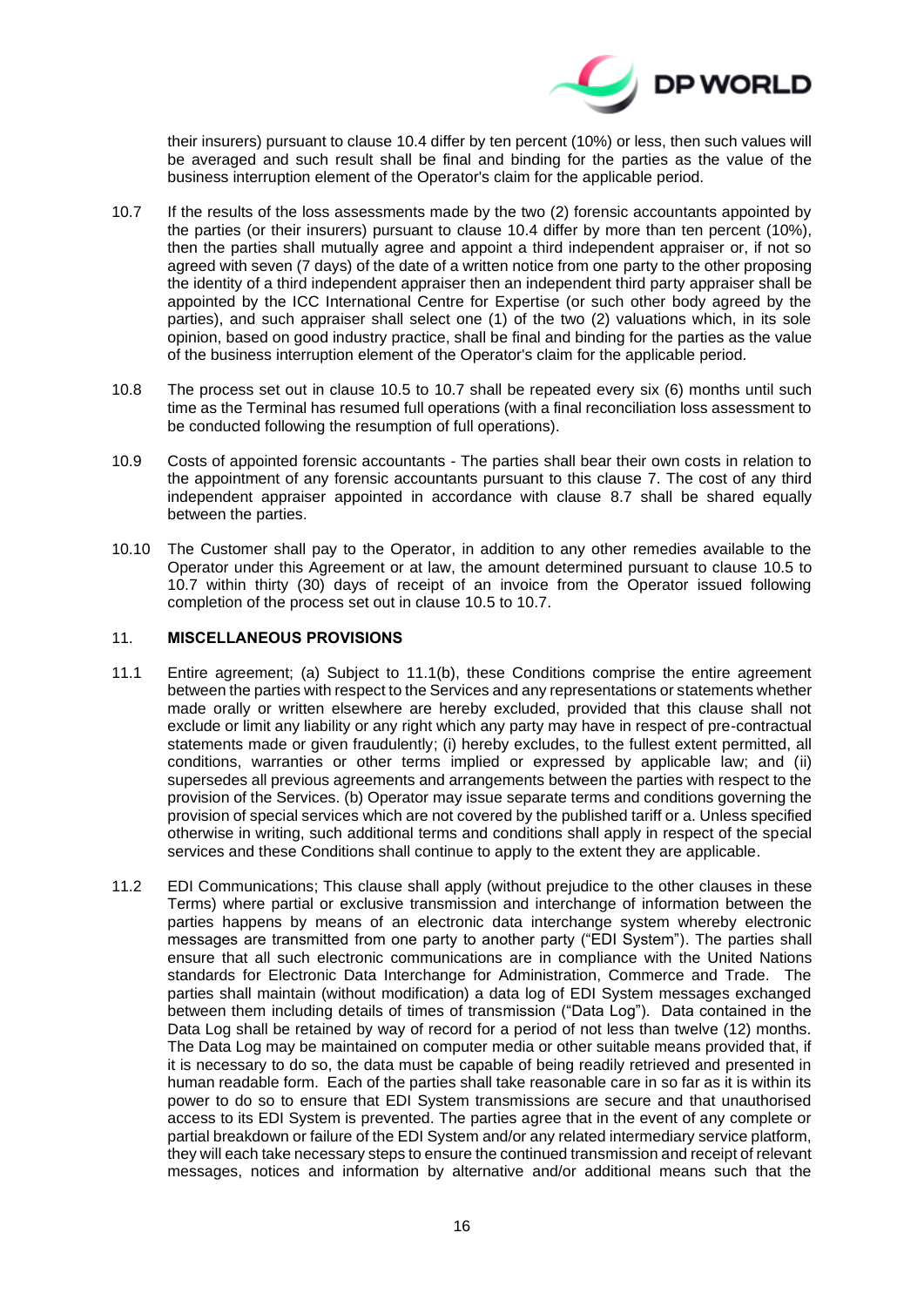their insurers) pursuant to clause 10.4 differ by ten percent (10%) or less, then such values will be averaged and such result shall be final and binding for the parties as the value of the business interruption element of the Operator's claim for the applicable period.

10.7 If the results of the loss assessments made by the two (2) forensic accountants appointed by the parties (or their insurers) pursuant to clause 10.4 differ by more than ten percent (10%), then the parties shall mutually agree and appoint a third independent appraiser or, if not so agreed with seven (7 days) of the date of a written notice from one party to the other proposing the identity of a third independent appraiser then an independent third party appraiser shall be appointed by the ICC International Centre for Expertise (or such other body agreed by the parties), and such appraiser shall select one (1) of the two (2) valuations which, in its sole opinion, based on good industry practice, shall be final and binding for the parties as the value of the business interruption element of the Operator's claim for the applicable period.

10.8 The process set out in clause 10.5 to 10.7 shall be repeated every six (6) months until such time as the Terminal has resumed full operations (with a final reconciliation loss assessment to be conducted following the resumption of full operations).

10.9 Costs of appointed forensic accountants - The parties shall bear their own costs in relation to the appointment of any forensic accountants pursuant to this clause 7. The cost of any third independent appraiser appointed in accordance with clause 8.7 shall be shared equally between the parties.

10.10 The Customer shall pay to the Operator, in addition to any other remedies available to the Operator under this Agreement or at law, the amount determined pursuant to clause 10.5 to 10.7 within thirty (30) days of receipt of an invoice from the Operator issued following completion of the process set out in clause 10.5 to 10.7.

## 11. MISCELLANEOUS PROVISIONS

11.1 Entire agreement; (a) Subject to 11.1(b), these Conditions comprise the entire agreement between the parties with respect to the Services and any representations or statements whether made orally or written elsewhere are hereby excluded, provided that this clause shall not exclude or limit any liability or any right which any party may have in respect of pre-contractual statements made or given fraudulently; (i) hereby excludes, to the fullest extent permitted, all conditions, warranties or other terms implied or expressed by applicable law; and (ii) supersedes all previous agreements and arrangements between the parties with respect to the provision of the Services. (b) Operator may issue separate terms and conditions governing the provision of special services which are not covered by the published tariff or a. Unless specified otherwise in writing, such additional terms and conditions shall apply in respect of the special services and these Conditions shall continue to apply to the extent they are applicable.

11.2 EDI Communications; This clause shall apply (without prejudice to the other clauses in these Terms) where partial or exclusive transmission and interchange of information between the parties happens by means of an electronic data interchange system whereby electronic messages are transmitted from one party to another party ("EDI System"). The parties shall ensure that all such electronic communications are in compliance with the United Nations standards for Electronic Data Interchange for Administration, Commerce and Trade. The parties shall maintain (without modification) a data log of EDI System messages exchanged between them including details of times of transmission ("Data Log"). Data contained in the Data Log shall be retained by way of record for a period of not less than twelve (12) months. The Data Log may be maintained on computer media or other suitable means provided that, if it is necessary to do so, the data must be capable of being readily retrieved and presented in human readable form. Each of the parties shall take reasonable care in so far as it is within its power to do so to ensure that EDI System transmissions are secure and that unauthorised access to its EDI System is prevented. The parties agree that in the event of any complete or partial breakdown or failure of the EDI System and/or any related intermediary service platform, they will each take necessary steps to ensure the continued transmission and receipt of relevant messages, notices and information by alternative and/or additional means such that the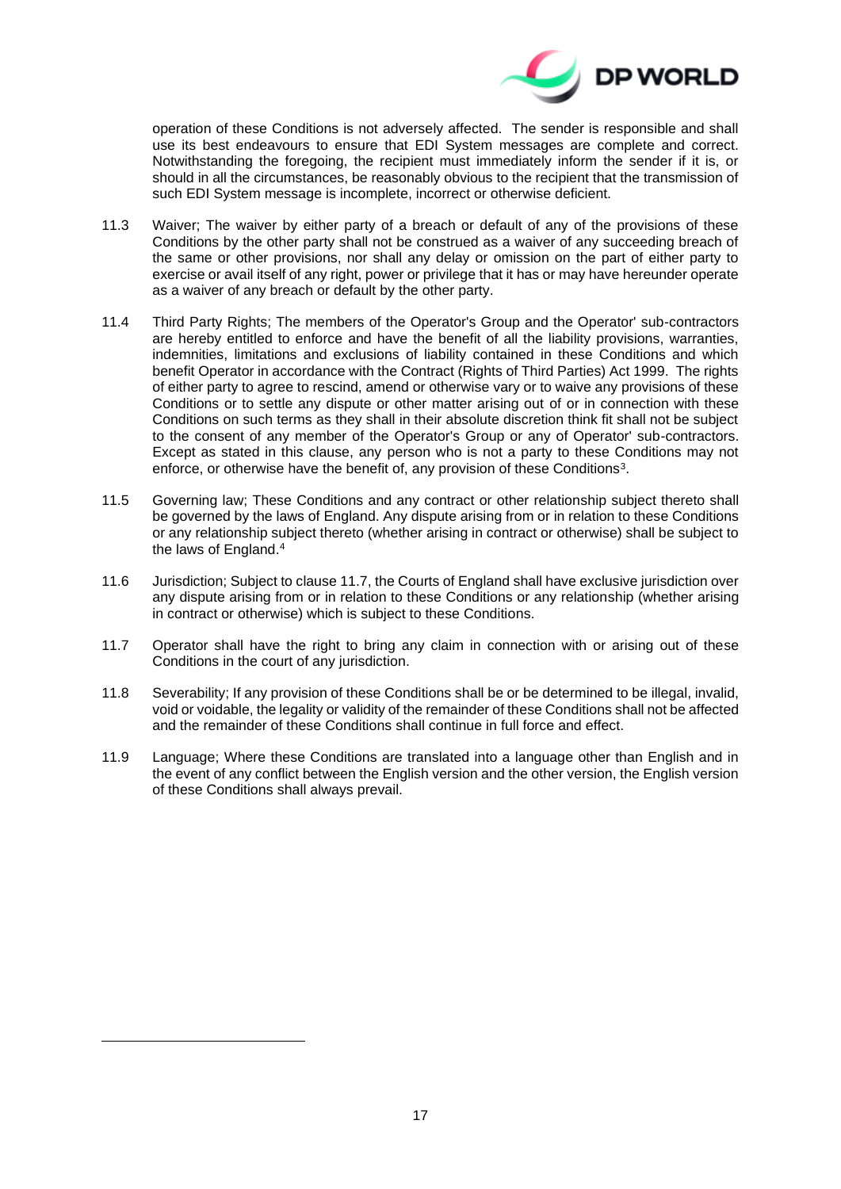operation of these Conditions is not adversely affected. The sender is responsible and shall use its best endeavours to ensure that EDI System messages are complete and correct. Notwithstanding the foregoing, the recipient must immediately inform the sender if it is, or should in all the circumstances, be reasonably obvious to the recipient that the transmission of such EDI System message is incomplete, incorrect or otherwise deficient.

11.3 Waiver; The waiver by either party of a breach or default of any of the provisions of these Conditions by the other party shall not be construed as a waiver of any succeeding breach of the same or other provisions, nor shall any delay or omission on the part of either party to exercise or avail itself of any right, power or privilege that it has or may have hereunder operate as a waiver of any breach or default by the other party.

11.4 Third Party Rights; The members of the Operator's Group and the Operator' sub-contractors are hereby entitled to enforce and have the benefit of all the liability provisions, warranties, indemnities, limitations and exclusions of liability contained in these Conditions and which benefit Operator in accordance with the Contract (Rights of Third Parties) Act 1999. The rights of either party to agree to rescind, amend or otherwise vary or to waive any provisions of these Conditions or to settle any dispute or other matter arising out of or in connection with these Conditions on such terms as they shall in their absolute discretion think fit shall not be subject to the consent of any member of the Operator's Group or any of Operator' sub-contractors. Except as stated in this clause, any person who is not a party to these Conditions may not enforce, or otherwise have the benefit of, any provision of these Conditions[3].

11.5 Governing law; These Conditions and any contract or other relationship subject thereto shall be governed by the laws of England. Any dispute arising from or in relation to these Conditions or any relationship subject thereto (whether arising in contract or otherwise) shall be subject to the laws of England.[4]

11.6 Jurisdiction; Subject to clause 11.7, the Courts of England shall have exclusive jurisdiction over any dispute arising from or in relation to these Conditions or any relationship (whether arising in contract or otherwise) which is subject to these Conditions.

11.7 Operator shall have the right to bring any claim in connection with or arising out of these Conditions in the court of any jurisdiction.

11.8 Severability; If any provision of these Conditions shall be or be determined to be illegal, invalid, void or voidable, the legality or validity of the remainder of these Conditions shall not be affected and the remainder of these Conditions shall continue in full force and effect.

11.9 Language; Where these Conditions are translated into a language other than English and in the event of any conflict between the English version and the other version, the English version of these Conditions shall always prevail.